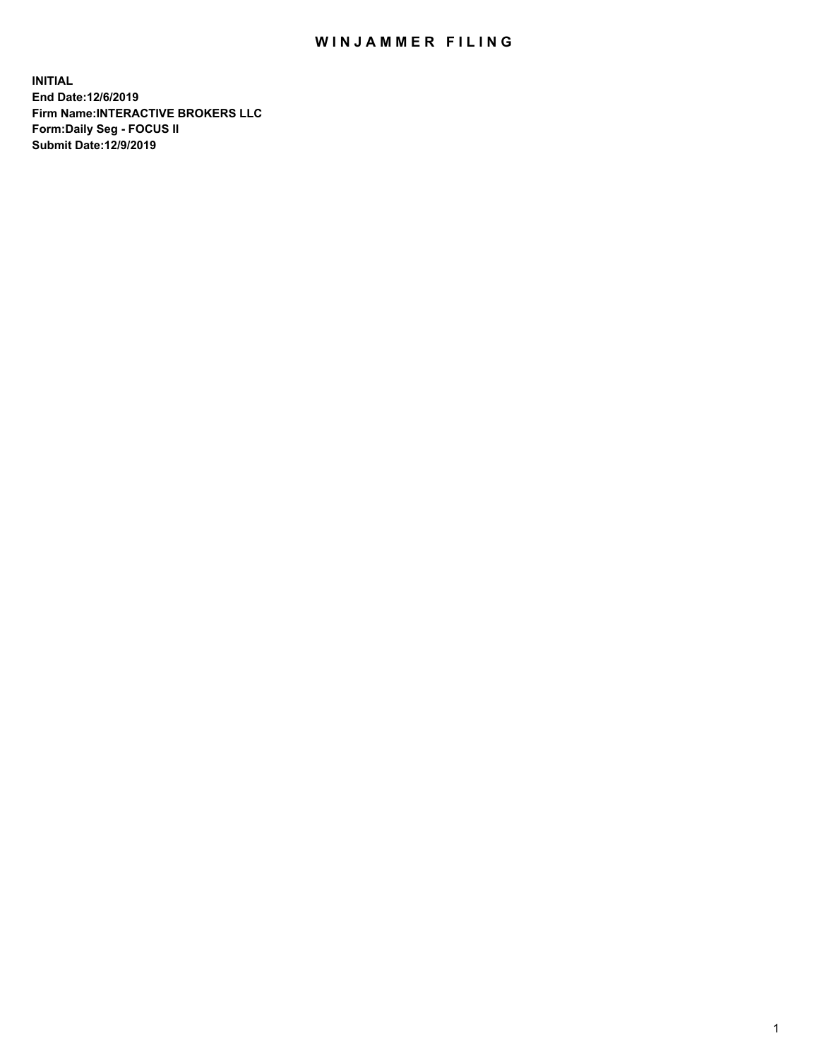# WINJAMMER FILING

**INITIAL**
**End Date:12/6/2019**
**Firm Name:INTERACTIVE BROKERS LLC**
**Form:Daily Seg - FOCUS II**
**Submit Date:12/9/2019**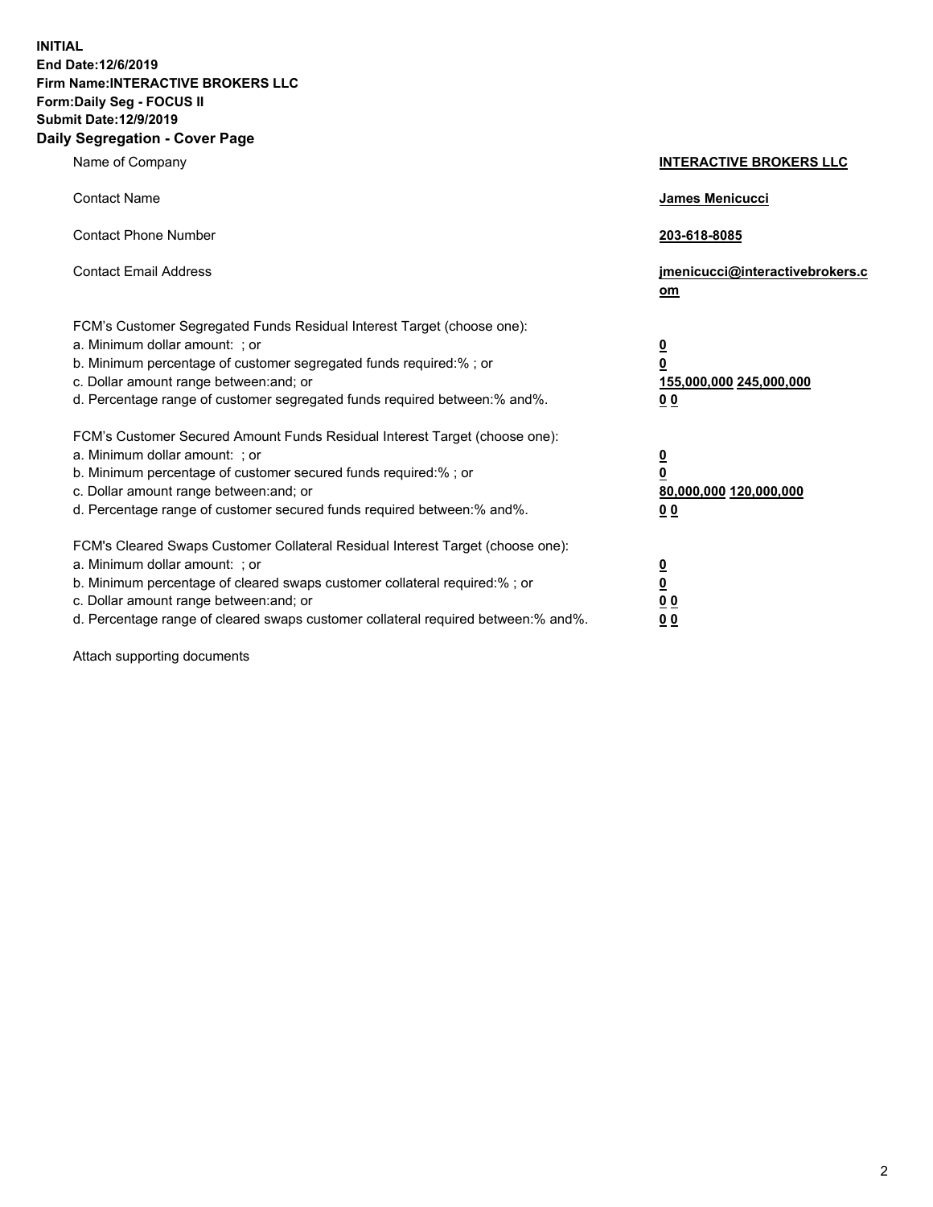**INITIAL**
**End Date:12/6/2019**
**Firm Name:INTERACTIVE BROKERS LLC**
**Form:Daily Seg - FOCUS II**
**Submit Date:12/9/2019**
**Daily Segregation - Cover Page**

| | |
|---|---|
| Name of Company | **INTERACTIVE BROKERS LLC** |
| Contact Name | **James Menicucci** |
| Contact Phone Number | **203-618-8085** |
| Contact Email Address | **jmenicucci@interactivebrokers.com** |
| FCM's Customer Segregated Funds Residual Interest Target (choose one): | |
| a. Minimum dollar amount: ; or | **0** |
| b. Minimum percentage of customer segregated funds required:% ; or | **0** |
| c. Dollar amount range between:and; or | **155,000,000 245,000,000** |
| d. Percentage range of customer segregated funds required between:% and%. | **0 0** |
| FCM's Customer Secured Amount Funds Residual Interest Target (choose one): | |
| a. Minimum dollar amount: ; or | **0** |
| b. Minimum percentage of customer secured funds required:% ; or | **0** |
| c. Dollar amount range between:and; or | **80,000,000 120,000,000** |
| d. Percentage range of customer secured funds required between:% and%. | **0 0** |
| FCM's Cleared Swaps Customer Collateral Residual Interest Target (choose one): | |
| a. Minimum dollar amount: ; or | **0** |
| b. Minimum percentage of cleared swaps customer collateral required:% ; or | **0** |
| c. Dollar amount range between:and; or | **0 0** |
| d. Percentage range of cleared swaps customer collateral required between:% and%. | **0 0** |

Attach supporting documents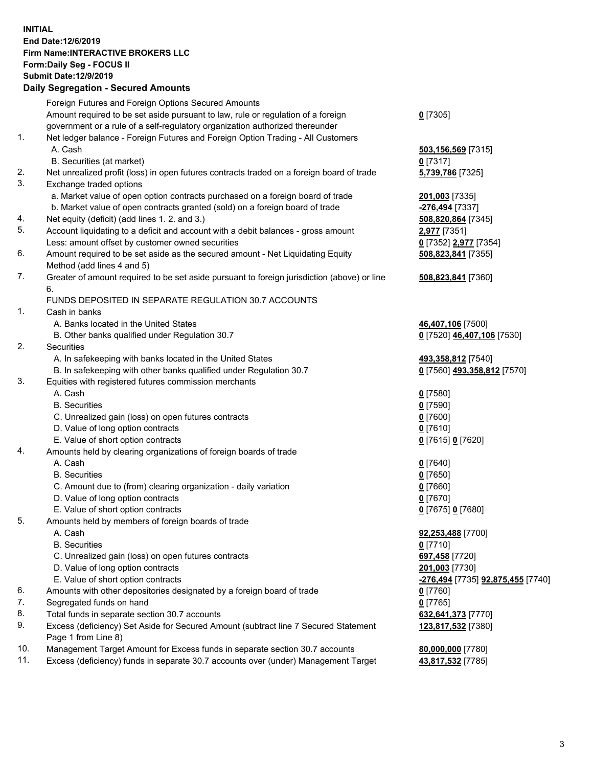**INITIAL**
**End Date:12/6/2019**
**Firm Name:INTERACTIVE BROKERS LLC**
**Form:Daily Seg - FOCUS II**
**Submit Date:12/9/2019**
**Daily Segregation - Secured Amounts**

| | | |
|---|---|---|
| | Foreign Futures and Foreign Options Secured Amounts | |
| | Amount required to be set aside pursuant to law, rule or regulation of a foreign government or a rule of a self-regulatory organization authorized thereunder | **0** [7305] |
| 1. | Net ledger balance - Foreign Futures and Foreign Option Trading - All Customers | |
| | A. Cash | **503,156,569** [7315] |
| | B. Securities (at market) | **0** [7317] |
| 2. | Net unrealized profit (loss) in open futures contracts traded on a foreign board of trade | **5,739,786** [7325] |
| 3. | Exchange traded options | |
| | a. Market value of open option contracts purchased on a foreign board of trade | **201,003** [7335] |
| | b. Market value of open contracts granted (sold) on a foreign board of trade | **-276,494** [7337] |
| 4. | Net equity (deficit) (add lines 1. 2. and 3.) | **508,820,864** [7345] |
| 5. | Account liquidating to a deficit and account with a debit balances - gross amount | **2,977** [7351] |
| | Less: amount offset by customer owned securities | **0** [7352] **2,977** [7354] |
| 6. | Amount required to be set aside as the secured amount - Net Liquidating Equity Method (add lines 4 and 5) | **508,823,841** [7355] |
| 7. | Greater of amount required to be set aside pursuant to foreign jurisdiction (above) or line 6. | **508,823,841** [7360] |
| | FUNDS DEPOSITED IN SEPARATE REGULATION 30.7 ACCOUNTS | |
| 1. | Cash in banks | |
| | A. Banks located in the United States | **46,407,106** [7500] |
| | B. Other banks qualified under Regulation 30.7 | **0** [7520] **46,407,106** [7530] |
| 2. | Securities | |
| | A. In safekeeping with banks located in the United States | **493,358,812** [7540] |
| | B. In safekeeping with other banks qualified under Regulation 30.7 | **0** [7560] **493,358,812** [7570] |
| 3. | Equities with registered futures commission merchants | |
| | A. Cash | **0** [7580] |
| | B. Securities | **0** [7590] |
| | C. Unrealized gain (loss) on open futures contracts | **0** [7600] |
| | D. Value of long option contracts | **0** [7610] |
| | E. Value of short option contracts | **0** [7615] **0** [7620] |
| 4. | Amounts held by clearing organizations of foreign boards of trade | |
| | A. Cash | **0** [7640] |
| | B. Securities | **0** [7650] |
| | C. Amount due to (from) clearing organization - daily variation | **0** [7660] |
| | D. Value of long option contracts | **0** [7670] |
| | E. Value of short option contracts | **0** [7675] **0** [7680] |
| 5. | Amounts held by members of foreign boards of trade | |
| | A. Cash | **92,253,488** [7700] |
| | B. Securities | **0** [7710] |
| | C. Unrealized gain (loss) on open futures contracts | **697,458** [7720] |
| | D. Value of long option contracts | **201,003** [7730] |
| | E. Value of short option contracts | **-276,494** [7735] **92,875,455** [7740] |
| 6. | Amounts with other depositories designated by a foreign board of trade | **0** [7760] |
| 7. | Segregated funds on hand | **0** [7765] |
| 8. | Total funds in separate section 30.7 accounts | **632,641,373** [7770] |
| 9. | Excess (deficiency) Set Aside for Secured Amount (subtract line 7 Secured Statement Page 1 from Line 8) | **123,817,532** [7380] |
| 10. | Management Target Amount for Excess funds in separate section 30.7 accounts | **80,000,000** [7780] |
| 11. | Excess (deficiency) funds in separate 30.7 accounts over (under) Management Target | **43,817,532** [7785] |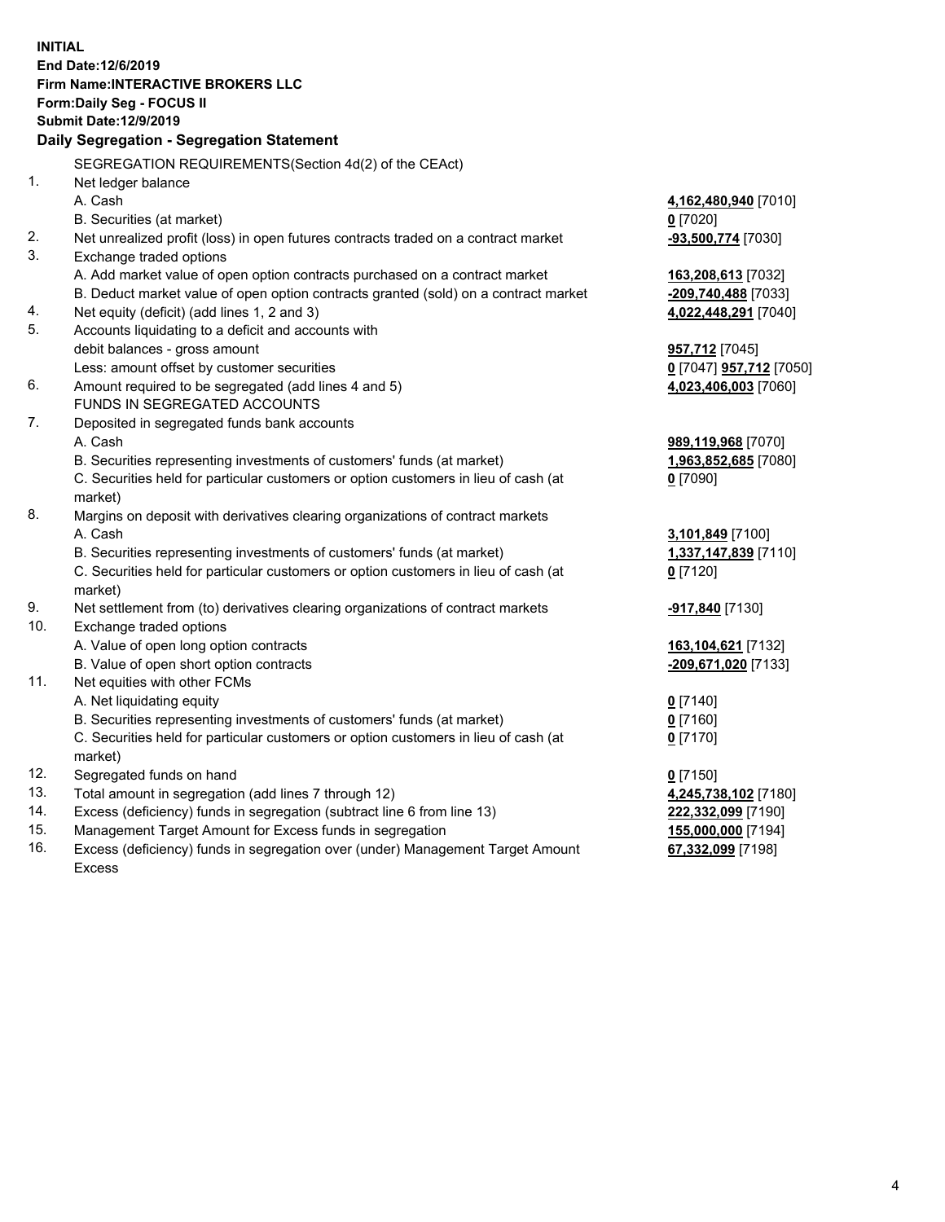**INITIAL**
**End Date:12/6/2019**
**Firm Name:INTERACTIVE BROKERS LLC**
**Form:Daily Seg - FOCUS II**
**Submit Date:12/9/2019**
**Daily Segregation - Segregation Statement**

SEGREGATION REQUIREMENTS(Section 4d(2) of the CEAct)

| | | |
|---|---|---|
| 1. | Net ledger balance | |
| | A. Cash | **4,162,480,940** [7010] |
| | B. Securities (at market) | **0** [7020] |
| 2. | Net unrealized profit (loss) in open futures contracts traded on a contract market | **-93,500,774** [7030] |
| 3. | Exchange traded options | |
| | A. Add market value of open option contracts purchased on a contract market | **163,208,613** [7032] |
| | B. Deduct market value of open option contracts granted (sold) on a contract market | **-209,740,488** [7033] |
| 4. | Net equity (deficit) (add lines 1, 2 and 3) | **4,022,448,291** [7040] |
| 5. | Accounts liquidating to a deficit and accounts with | |
| | debit balances - gross amount | **957,712** [7045] |
| | Less: amount offset by customer securities | **0** [7047] **957,712** [7050] |
| 6. | Amount required to be segregated (add lines 4 and 5) | **4,023,406,003** [7060] |
| | FUNDS IN SEGREGATED ACCOUNTS | |
| 7. | Deposited in segregated funds bank accounts | |
| | A. Cash | **989,119,968** [7070] |
| | B. Securities representing investments of customers' funds (at market) | **1,963,852,685** [7080] |
| | C. Securities held for particular customers or option customers in lieu of cash (at market) | **0** [7090] |
| 8. | Margins on deposit with derivatives clearing organizations of contract markets | |
| | A. Cash | **3,101,849** [7100] |
| | B. Securities representing investments of customers' funds (at market) | **1,337,147,839** [7110] |
| | C. Securities held for particular customers or option customers in lieu of cash (at market) | **0** [7120] |
| 9. | Net settlement from (to) derivatives clearing organizations of contract markets | **-917,840** [7130] |
| 10. | Exchange traded options | |
| | A. Value of open long option contracts | **163,104,621** [7132] |
| | B. Value of open short option contracts | **-209,671,020** [7133] |
| 11. | Net equities with other FCMs | |
| | A. Net liquidating equity | **0** [7140] |
| | B. Securities representing investments of customers' funds (at market) | **0** [7160] |
| | C. Securities held for particular customers or option customers in lieu of cash (at market) | **0** [7170] |
| 12. | Segregated funds on hand | **0** [7150] |
| 13. | Total amount in segregation (add lines 7 through 12) | **4,245,738,102** [7180] |
| 14. | Excess (deficiency) funds in segregation (subtract line 6 from line 13) | **222,332,099** [7190] |
| 15. | Management Target Amount for Excess funds in segregation | **155,000,000** [7194] |
| 16. | Excess (deficiency) funds in segregation over (under) Management Target Amount Excess | **67,332,099** [7198] |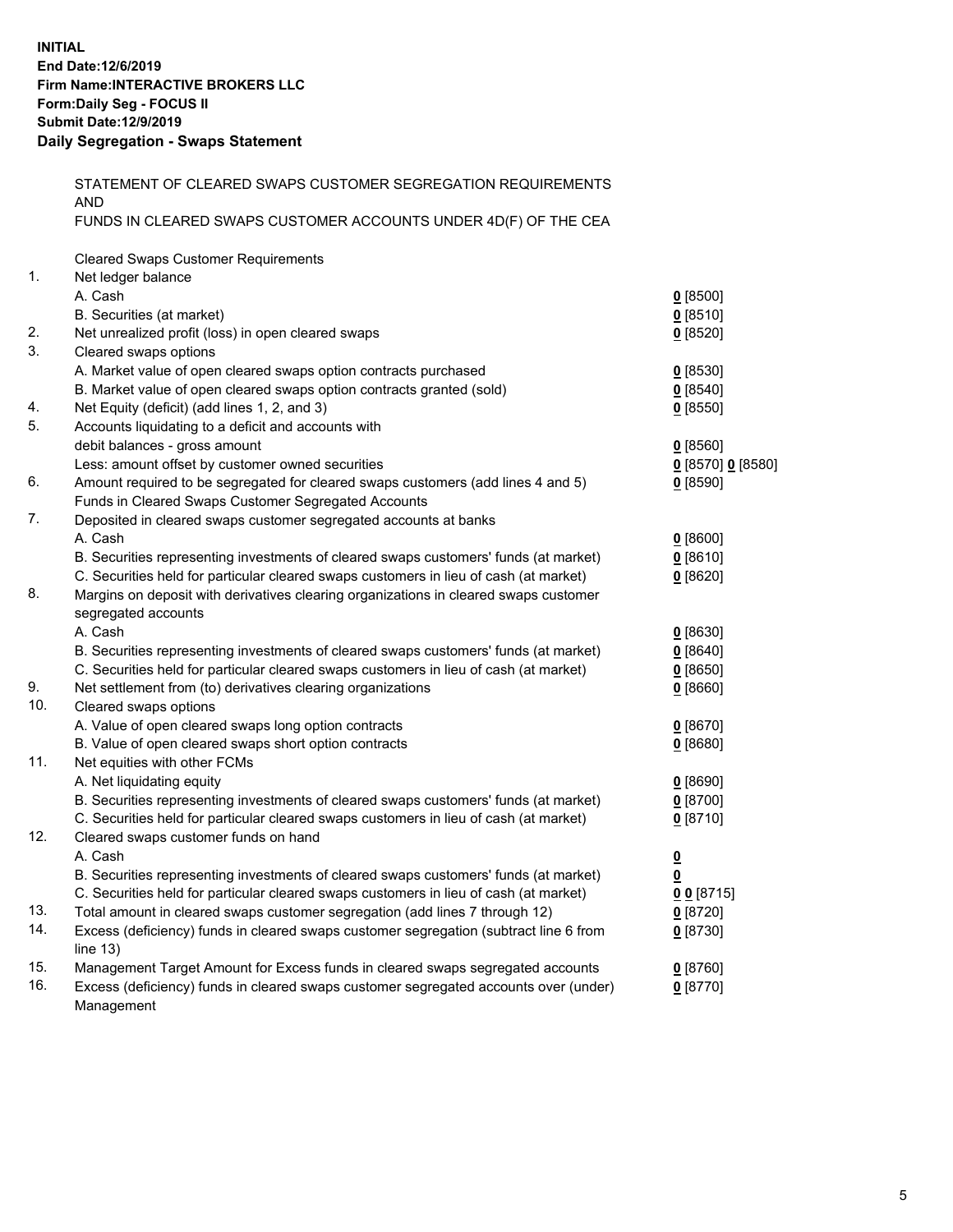**INITIAL**
**End Date:12/6/2019**
**Firm Name:INTERACTIVE BROKERS LLC**
**Form:Daily Seg - FOCUS II**
**Submit Date:12/9/2019**
**Daily Segregation - Swaps Statement**

STATEMENT OF CLEARED SWAPS CUSTOMER SEGREGATION REQUIREMENTS AND FUNDS IN CLEARED SWAPS CUSTOMER ACCOUNTS UNDER 4D(F) OF THE CEA

| | | |
|---|---|---|
| | Cleared Swaps Customer Requirements | |
| 1. | Net ledger balance | |
| | A. Cash | 0 [8500] |
| | B. Securities (at market) | 0 [8510] |
| 2. | Net unrealized profit (loss) in open cleared swaps | 0 [8520] |
| 3. | Cleared swaps options | |
| | A. Market value of open cleared swaps option contracts purchased | 0 [8530] |
| | B. Market value of open cleared swaps option contracts granted (sold) | 0 [8540] |
| 4. | Net Equity (deficit) (add lines 1, 2, and 3) | 0 [8550] |
| 5. | Accounts liquidating to a deficit and accounts with debit balances - gross amount | 0 [8560] |
| | Less: amount offset by customer owned securities | 0 [8570] 0 [8580] |
| 6. | Amount required to be segregated for cleared swaps customers (add lines 4 and 5) | 0 [8590] |
| | Funds in Cleared Swaps Customer Segregated Accounts | |
| 7. | Deposited in cleared swaps customer segregated accounts at banks | |
| | A. Cash | 0 [8600] |
| | B. Securities representing investments of cleared swaps customers' funds (at market) | 0 [8610] |
| | C. Securities held for particular cleared swaps customers in lieu of cash (at market) | 0 [8620] |
| 8. | Margins on deposit with derivatives clearing organizations in cleared swaps customer segregated accounts | |
| | A. Cash | 0 [8630] |
| | B. Securities representing investments of cleared swaps customers' funds (at market) | 0 [8640] |
| | C. Securities held for particular cleared swaps customers in lieu of cash (at market) | 0 [8650] |
| 9. | Net settlement from (to) derivatives clearing organizations | 0 [8660] |
| 10. | Cleared swaps options | |
| | A. Value of open cleared swaps long option contracts | 0 [8670] |
| | B. Value of open cleared swaps short option contracts | 0 [8680] |
| 11. | Net equities with other FCMs | |
| | A. Net liquidating equity | 0 [8690] |
| | B. Securities representing investments of cleared swaps customers' funds (at market) | 0 [8700] |
| | C. Securities held for particular cleared swaps customers in lieu of cash (at market) | 0 [8710] |
| 12. | Cleared swaps customer funds on hand | |
| | A. Cash | 0 |
| | B. Securities representing investments of cleared swaps customers' funds (at market) | 0 |
| | C. Securities held for particular cleared swaps customers in lieu of cash (at market) | 0 0 [8715] |
| 13. | Total amount in cleared swaps customer segregation (add lines 7 through 12) | 0 [8720] |
| 14. | Excess (deficiency) funds in cleared swaps customer segregation (subtract line 6 from line 13) | 0 [8730] |
| 15. | Management Target Amount for Excess funds in cleared swaps segregated accounts | 0 [8760] |
| 16. | Excess (deficiency) funds in cleared swaps customer segregated accounts over (under) Management | 0 [8770] |